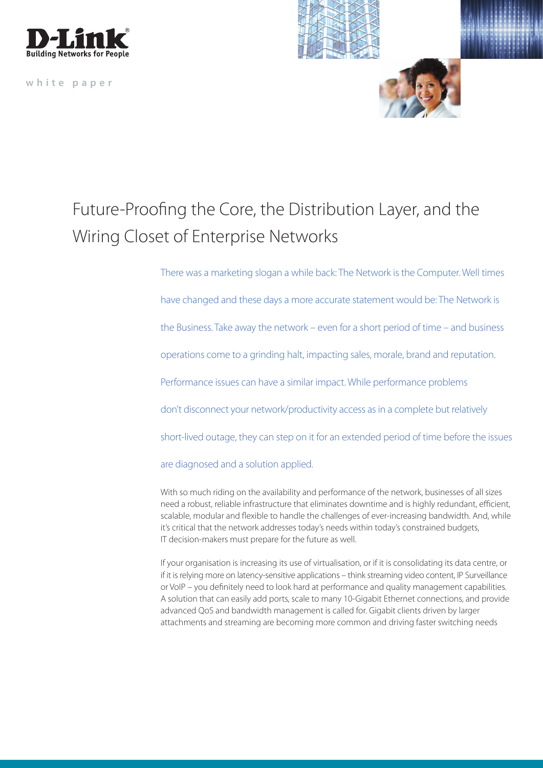D-Link
Building Networks for People

white paper

# Future-Proofing the Core, the Distribution Layer, and the Wiring Closet of Enterprise Networks

There was a marketing slogan a while back: The Network is the Computer. Well times have changed and these days a more accurate statement would be: The Network is the Business. Take away the network – even for a short period of time – and business operations come to a grinding halt, impacting sales, morale, brand and reputation. Performance issues can have a similar impact. While performance problems don't disconnect your network/productivity access as in a complete but relatively short-lived outage, they can step on it for an extended period of time before the issues are diagnosed and a solution applied.

With so much riding on the availability and performance of the network, businesses of all sizes need a robust, reliable infrastructure that eliminates downtime and is highly redundant, efficient, scalable, modular and flexible to handle the challenges of ever-increasing bandwidth. And, while it's critical that the network addresses today's needs within today's constrained budgets, IT decision-makers must prepare for the future as well.

If your organisation is increasing its use of virtualisation, or if it is consolidating its data centre, or if it is relying more on latency-sensitive applications – think streaming video content, IP Surveillance or VoIP – you definitely need to look hard at performance and quality management capabilities. A solution that can easily add ports, scale to many 10-Gigabit Ethernet connections, and provide advanced QoS and bandwidth management is called for. Gigabit clients driven by larger attachments and streaming are becoming more common and driving faster switching needs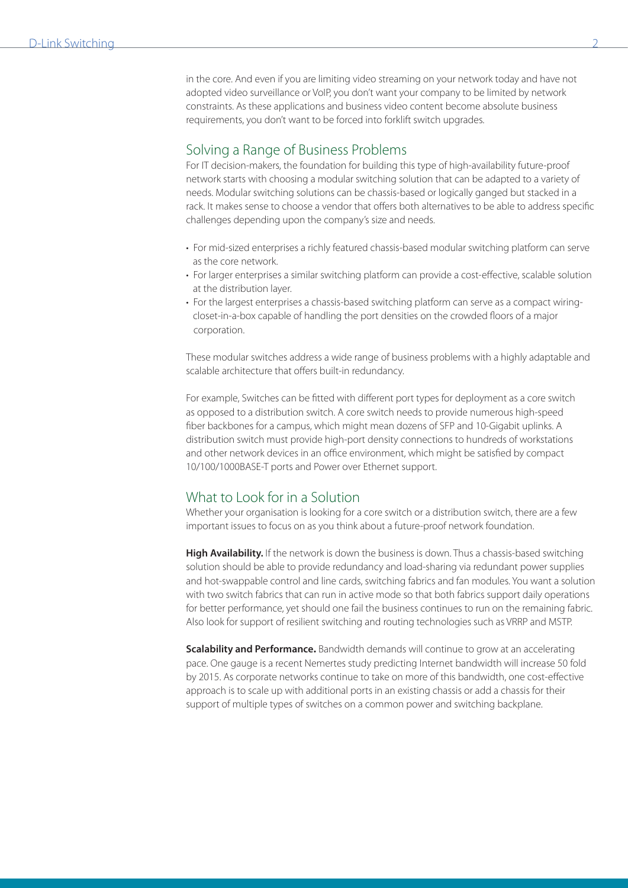in the core. And even if you are limiting video streaming on your network today and have not adopted video surveillance or VoIP, you don't want your company to be limited by network constraints. As these applications and business video content become absolute business requirements, you don't want to be forced into forklift switch upgrades.

## Solving a Range of Business Problems

For IT decision-makers, the foundation for building this type of high-availability future-proof network starts with choosing a modular switching solution that can be adapted to a variety of needs. Modular switching solutions can be chassis-based or logically ganged but stacked in a rack. It makes sense to choose a vendor that offers both alternatives to be able to address specific challenges depending upon the company's size and needs.

- For mid-sized enterprises a richly featured chassis-based modular switching platform can serve as the core network.
- For larger enterprises a similar switching platform can provide a cost-effective, scalable solution at the distribution layer.
- For the largest enterprises a chassis-based switching platform can serve as a compact wiring-closet-in-a-box capable of handling the port densities on the crowded floors of a major corporation.

These modular switches address a wide range of business problems with a highly adaptable and scalable architecture that offers built-in redundancy.

For example, Switches can be fitted with different port types for deployment as a core switch as opposed to a distribution switch. A core switch needs to provide numerous high-speed fiber backbones for a campus, which might mean dozens of SFP and 10-Gigabit uplinks. A distribution switch must provide high-port density connections to hundreds of workstations and other network devices in an office environment, which might be satisfied by compact 10/100/1000BASE-T ports and Power over Ethernet support.

## What to Look for in a Solution

Whether your organisation is looking for a core switch or a distribution switch, there are a few important issues to focus on as you think about a future-proof network foundation.

**High Availability.** If the network is down the business is down. Thus a chassis-based switching solution should be able to provide redundancy and load-sharing via redundant power supplies and hot-swappable control and line cards, switching fabrics and fan modules. You want a solution with two switch fabrics that can run in active mode so that both fabrics support daily operations for better performance, yet should one fail the business continues to run on the remaining fabric. Also look for support of resilient switching and routing technologies such as VRRP and MSTP.

**Scalability and Performance.** Bandwidth demands will continue to grow at an accelerating pace. One gauge is a recent Nemertes study predicting Internet bandwidth will increase 50 fold by 2015. As corporate networks continue to take on more of this bandwidth, one cost-effective approach is to scale up with additional ports in an existing chassis or add a chassis for their support of multiple types of switches on a common power and switching backplane.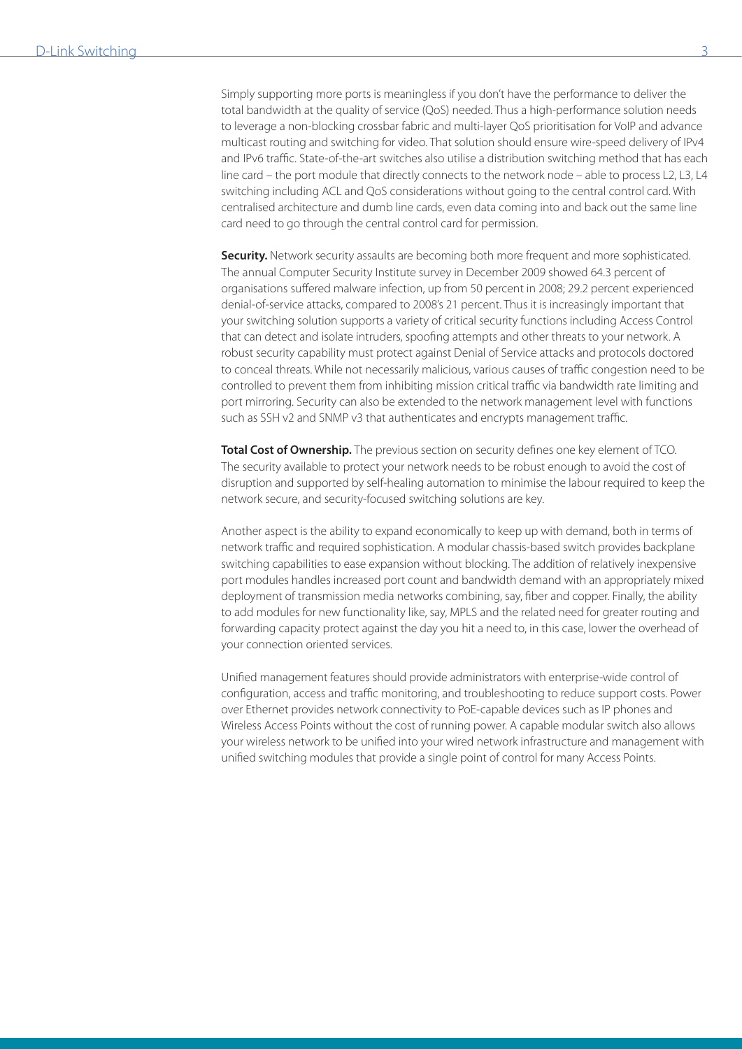Simply supporting more ports is meaningless if you don't have the performance to deliver the total bandwidth at the quality of service (QoS) needed. Thus a high-performance solution needs to leverage a non-blocking crossbar fabric and multi-layer QoS prioritisation for VoIP and advance multicast routing and switching for video. That solution should ensure wire-speed delivery of IPv4 and IPv6 traffic. State-of-the-art switches also utilise a distribution switching method that has each line card – the port module that directly connects to the network node – able to process L2, L3, L4 switching including ACL and QoS considerations without going to the central control card. With centralised architecture and dumb line cards, even data coming into and back out the same line card need to go through the central control card for permission.

**Security.** Network security assaults are becoming both more frequent and more sophisticated. The annual Computer Security Institute survey in December 2009 showed 64.3 percent of organisations suffered malware infection, up from 50 percent in 2008; 29.2 percent experienced denial-of-service attacks, compared to 2008's 21 percent. Thus it is increasingly important that your switching solution supports a variety of critical security functions including Access Control that can detect and isolate intruders, spoofing attempts and other threats to your network. A robust security capability must protect against Denial of Service attacks and protocols doctored to conceal threats. While not necessarily malicious, various causes of traffic congestion need to be controlled to prevent them from inhibiting mission critical traffic via bandwidth rate limiting and port mirroring. Security can also be extended to the network management level with functions such as SSH v2 and SNMP v3 that authenticates and encrypts management traffic.

**Total Cost of Ownership.** The previous section on security defines one key element of TCO. The security available to protect your network needs to be robust enough to avoid the cost of disruption and supported by self-healing automation to minimise the labour required to keep the network secure, and security-focused switching solutions are key.

Another aspect is the ability to expand economically to keep up with demand, both in terms of network traffic and required sophistication. A modular chassis-based switch provides backplane switching capabilities to ease expansion without blocking. The addition of relatively inexpensive port modules handles increased port count and bandwidth demand with an appropriately mixed deployment of transmission media networks combining, say, fiber and copper. Finally, the ability to add modules for new functionality like, say, MPLS and the related need for greater routing and forwarding capacity protect against the day you hit a need to, in this case, lower the overhead of your connection oriented services.

Unified management features should provide administrators with enterprise-wide control of configuration, access and traffic monitoring, and troubleshooting to reduce support costs. Power over Ethernet provides network connectivity to PoE-capable devices such as IP phones and Wireless Access Points without the cost of running power. A capable modular switch also allows your wireless network to be unified into your wired network infrastructure and management with unified switching modules that provide a single point of control for many Access Points.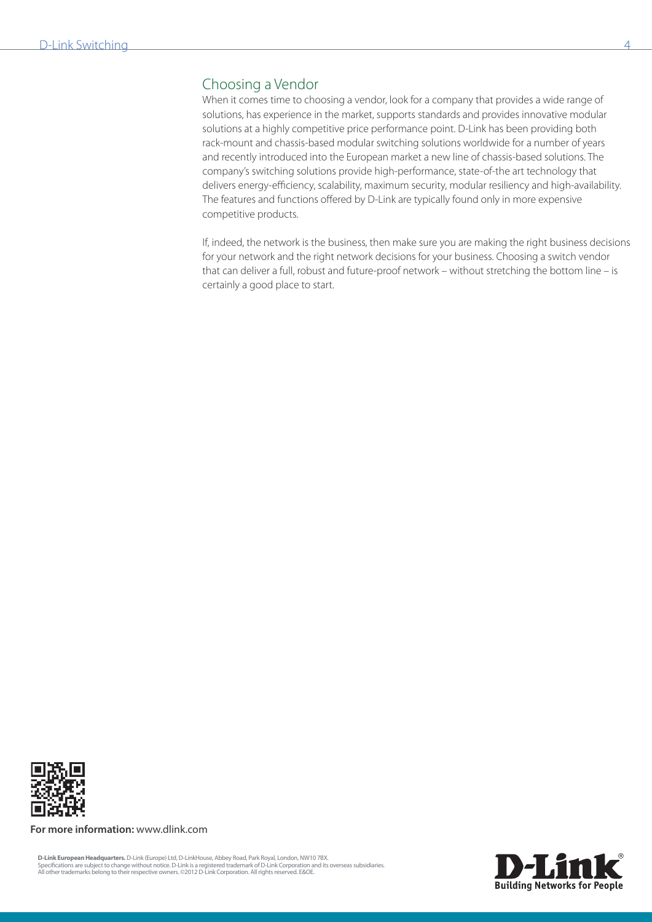## Choosing a Vendor

When it comes time to choosing a vendor, look for a company that provides a wide range of solutions, has experience in the market, supports standards and provides innovative modular solutions at a highly competitive price performance point. D-Link has been providing both rack-mount and chassis-based modular switching solutions worldwide for a number of years and recently introduced into the European market a new line of chassis-based solutions. The company's switching solutions provide high-performance, state-of-the art technology that delivers energy-efficiency, scalability, maximum security, modular resiliency and high-availability. The features and functions offered by D-Link are typically found only in more expensive competitive products.

If, indeed, the network is the business, then make sure you are making the right business decisions for your network and the right network decisions for your business. Choosing a switch vendor that can deliver a full, robust and future-proof network – without stretching the bottom line – is certainly a good place to start.

**For more information:** www.dlink.com

**D-Link European Headquarters.** D-Link (Europe) Ltd, D-LinkHouse, Abbey Road, Park Royal, London, NW10 7BX.
Specifications are subject to change without notice. D-Link is a registered trademark of D-Link Corporation and its overseas subsidiaries.
All other trademarks belong to their respective owners. ©2012 D-Link Corporation. All rights reserved. E&OE.

D-Link® Building Networks for People